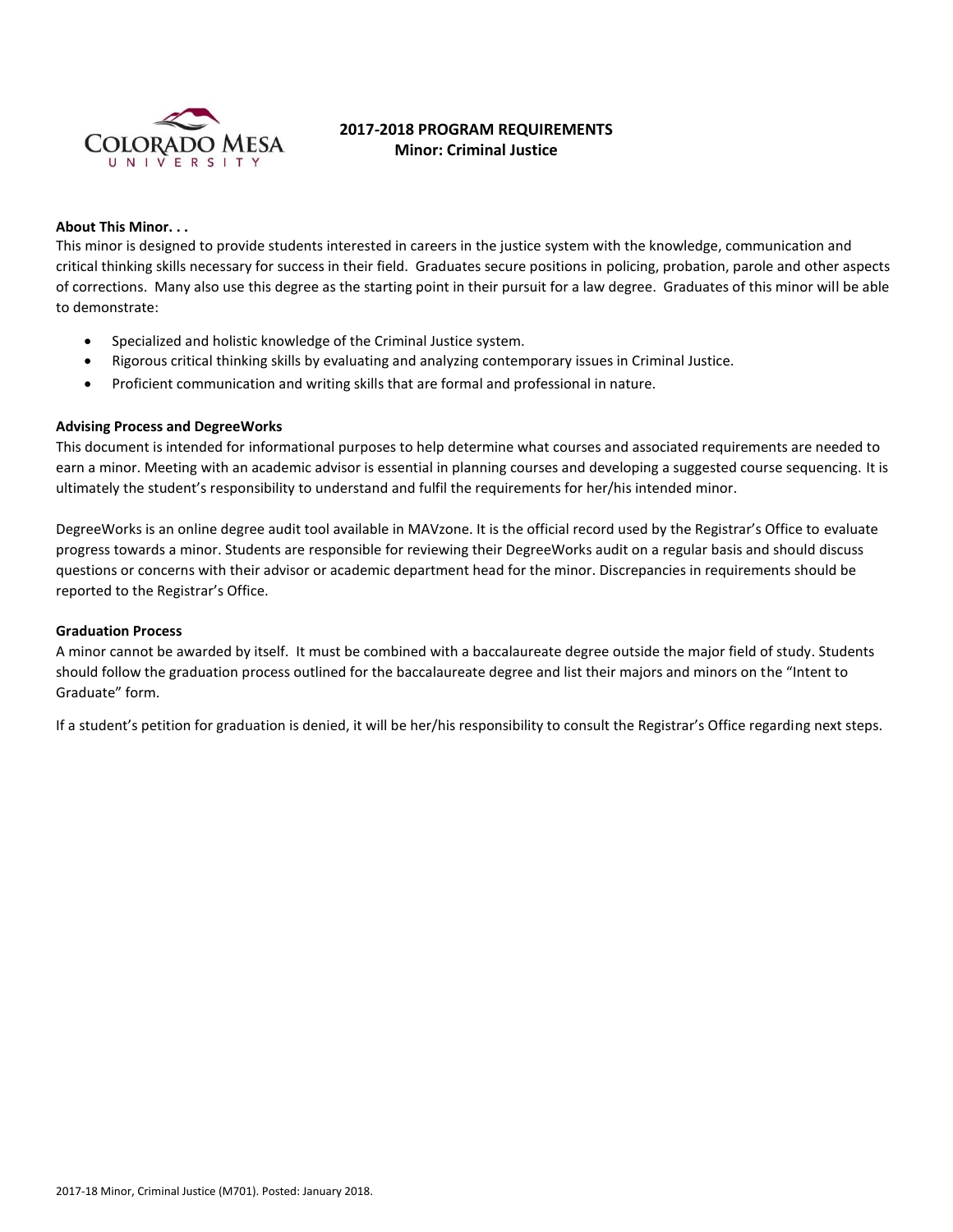# 2017-2018 PROGRAM REQUIREMENTS
## Minor: Criminal Justice

**About This Minor. . .**

This minor is designed to provide students interested in careers in the justice system with the knowledge, communication and critical thinking skills necessary for success in their field. Graduates secure positions in policing, probation, parole and other aspects of corrections. Many also use this degree as the starting point in their pursuit for a law degree. Graduates of this minor will be able to demonstrate:

- Specialized and holistic knowledge of the Criminal Justice system.
- Rigorous critical thinking skills by evaluating and analyzing contemporary issues in Criminal Justice.
- Proficient communication and writing skills that are formal and professional in nature.

**Advising Process and DegreeWorks**

This document is intended for informational purposes to help determine what courses and associated requirements are needed to earn a minor. Meeting with an academic advisor is essential in planning courses and developing a suggested course sequencing. It is ultimately the student's responsibility to understand and fulfil the requirements for her/his intended minor.

DegreeWorks is an online degree audit tool available in MAVzone. It is the official record used by the Registrar's Office to evaluate progress towards a minor. Students are responsible for reviewing their DegreeWorks audit on a regular basis and should discuss questions or concerns with their advisor or academic department head for the minor. Discrepancies in requirements should be reported to the Registrar's Office.

**Graduation Process**

A minor cannot be awarded by itself. It must be combined with a baccalaureate degree outside the major field of study. Students should follow the graduation process outlined for the baccalaureate degree and list their majors and minors on the "Intent to Graduate" form.

If a student's petition for graduation is denied, it will be her/his responsibility to consult the Registrar's Office regarding next steps.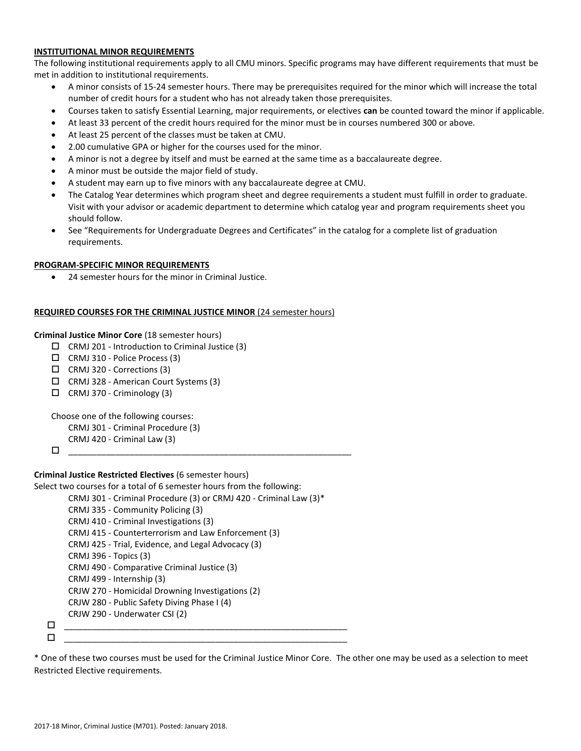**INSTIITUITIONAL MINOR REQUIREMENTS**

The following institutional requirements apply to all CMU minors. Specific programs may have different requirements that must be met in addition to institutional requirements.

- A minor consists of 15-24 semester hours. There may be prerequisites required for the minor which will increase the total number of credit hours for a student who has not already taken those prerequisites.
- Courses taken to satisfy Essential Learning, major requirements, or electives **can** be counted toward the minor if applicable.
- At least 33 percent of the credit hours required for the minor must be in courses numbered 300 or above.
- At least 25 percent of the classes must be taken at CMU.
- 2.00 cumulative GPA or higher for the courses used for the minor.
- A minor is not a degree by itself and must be earned at the same time as a baccalaureate degree.
- A minor must be outside the major field of study.
- A student may earn up to five minors with any baccalaureate degree at CMU.
- The Catalog Year determines which program sheet and degree requirements a student must fulfill in order to graduate. Visit with your advisor or academic department to determine which catalog year and program requirements sheet you should follow.
- See "Requirements for Undergraduate Degrees and Certificates" in the catalog for a complete list of graduation requirements.

**PROGRAM-SPECIFIC MINOR REQUIREMENTS**

- 24 semester hours for the minor in Criminal Justice.

**REQUIRED COURSES FOR THE CRIMINAL JUSTICE MINOR** (24 semester hours)

**Criminal Justice Minor Core** (18 semester hours)

- ☐ CRMJ 201 - Introduction to Criminal Justice (3)
- ☐ CRMJ 310 - Police Process (3)
- ☐ CRMJ 320 - Corrections (3)
- ☐ CRMJ 328 - American Court Systems (3)
- ☐ CRMJ 370 - Criminology (3)

Choose one of the following courses:

CRMJ 301 - Criminal Procedure (3)
CRMJ 420 - Criminal Law (3)

☐ ____________________________________________

**Criminal Justice Restricted Electives** (6 semester hours)

Select two courses for a total of 6 semester hours from the following:

CRMJ 301 - Criminal Procedure (3) or CRMJ 420 - Criminal Law (3)*
CRMJ 335 - Community Policing (3)
CRMJ 410 - Criminal Investigations (3)
CRMJ 415 - Counterterrorism and Law Enforcement (3)
CRMJ 425 - Trial, Evidence, and Legal Advocacy (3)
CRMJ 396 - Topics (3)
CRMJ 490 - Comparative Criminal Justice (3)
CRMJ 499 - Internship (3)
CRJW 270 - Homicidal Drowning Investigations (2)
CRJW 280 - Public Safety Diving Phase I (4)
CRJW 290 - Underwater CSI (2)

☐ ____________________________________________

☐ ____________________________________________

* One of these two courses must be used for the Criminal Justice Minor Core. The other one may be used as a selection to meet Restricted Elective requirements.

2017-18 Minor, Criminal Justice (M701). Posted: January 2018.